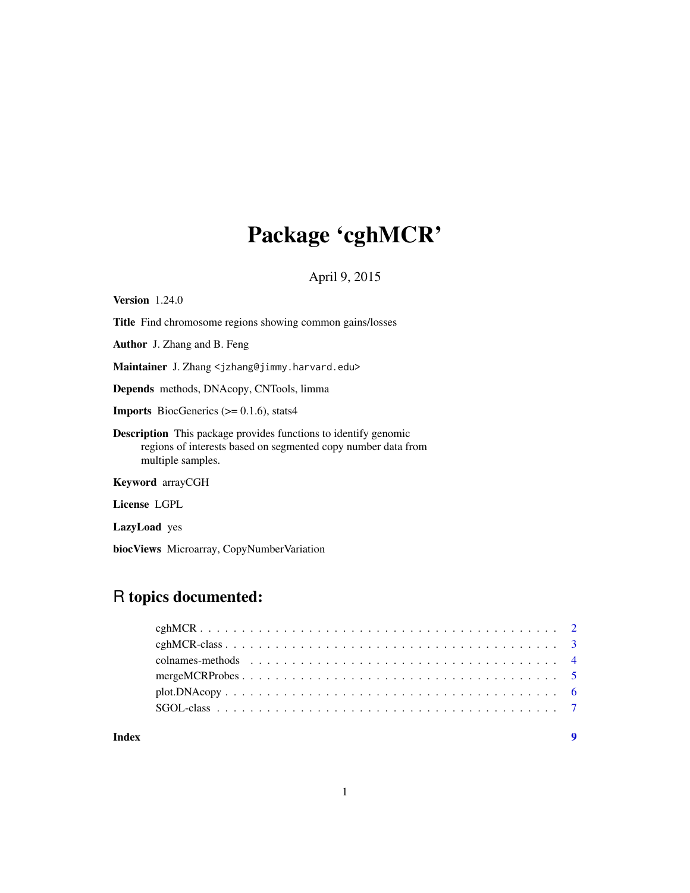# Package 'cghMCR'

April 9, 2015

**Version** 1.24.0

**Title** Find chromosome regions showing common gains/losses

**Author** J. Zhang and B. Feng

**Maintainer** J. Zhang <jzhang@jimmy.harvard.edu>

**Depends** methods, DNAcopy, CNTools, limma

**Imports** BiocGenerics (>= 0.1.6), stats4

**Description** This package provides functions to identify genomic regions of interests based on segmented copy number data from multiple samples.

**Keyword** arrayCGH

**License** LGPL

**LazyLoad** yes

**biocViews** Microarray, CopyNumberVariation

## R topics documented:

| | |
|---|---|
| cghMCR | 2 |
| cghMCR-class | 3 |
| colnames-methods | 4 |
| mergeMCRProbes | 5 |
| plot.DNAcopy | 6 |
| SGOL-class | 7 |
| **Index** | **9** |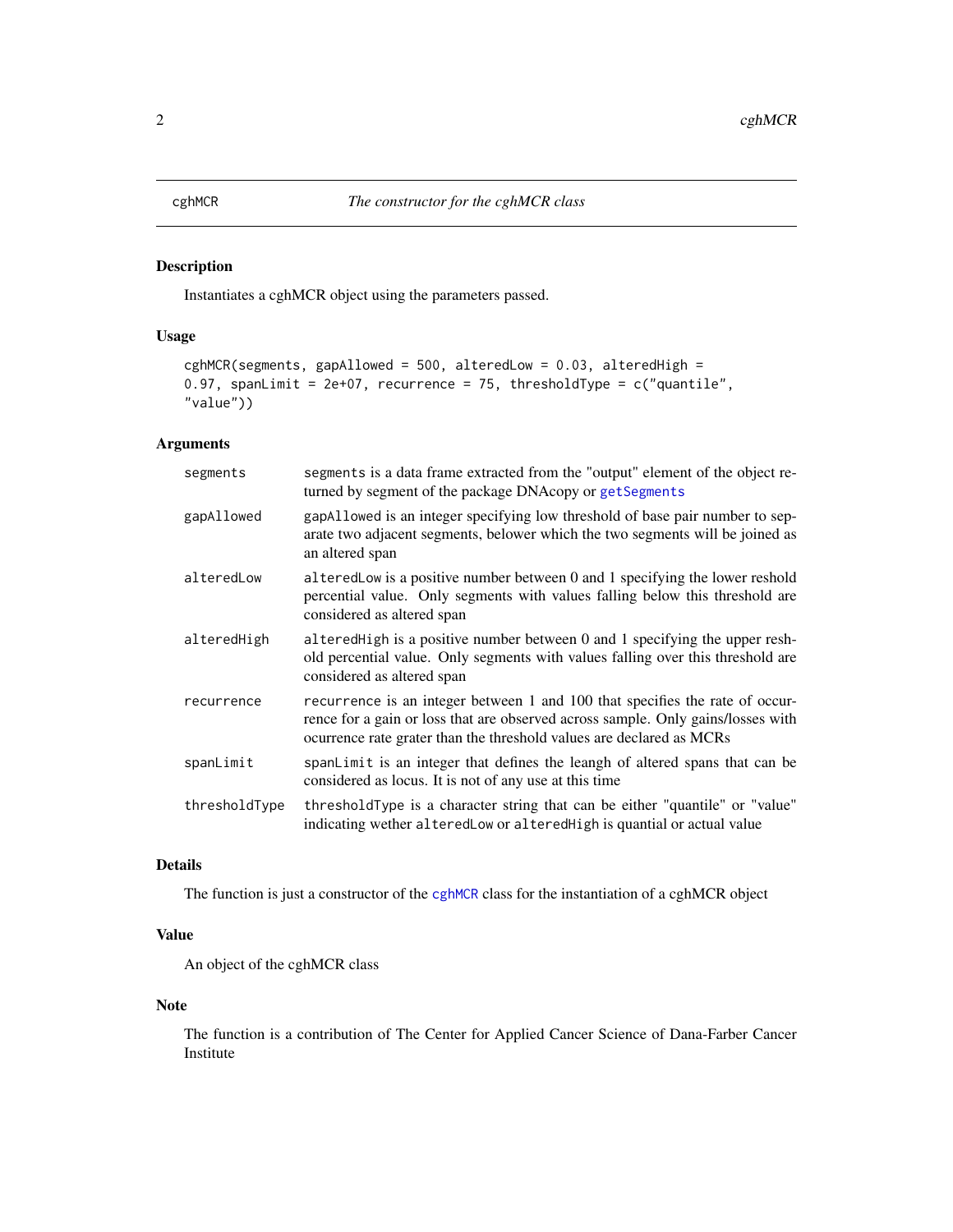cghMCR *The constructor for the cghMCR class*

### Description

Instantiates a cghMCR object using the parameters passed.

### Usage

```
cghMCR(segments, gapAllowed = 500, alteredLow = 0.03, alteredHigh =
0.97, spanLimit = 2e+07, recurrence = 75, thresholdType = c("quantile",
"value"))
```

### Arguments

| | |
|---|---|
| `segments` | `segments` is a data frame extracted from the "output" element of the object returned by segment of the package DNAcopy or `getSegments` |
| `gapAllowed` | `gapAllowed` is an integer specifying low threshold of base pair number to separate two adjacent segments, belower which the two segments will be joined as an altered span |
| `alteredLow` | `alteredLow` is a positive number between 0 and 1 specifying the lower reshold percential value. Only segments with values falling below this threshold are considered as altered span |
| `alteredHigh` | `alteredHigh` is a positive number between 0 and 1 specifying the upper reshold percential value. Only segments with values falling over this threshold are considered as altered span |
| `recurrence` | `recurrence` is an integer between 1 and 100 that specifies the rate of occurrence for a gain or loss that are observed across sample. Only gains/losses with ocurrence rate grater than the threshold values are declared as MCRs |
| `spanLimit` | `spanLimit` is an integer that defines the leangh of altered spans that can be considered as locus. It is not of any use at this time |
| `thresholdType` | `thresholdType` is a character string that can be either "quantile" or "value" indicating wether `alteredLow` or `alteredHigh` is quantial or actual value |

### Details

The function is just a constructor of the `cghMCR` class for the instantiation of a cghMCR object

### Value

An object of the cghMCR class

### Note

The function is a contribution of The Center for Applied Cancer Science of Dana-Farber Cancer Institute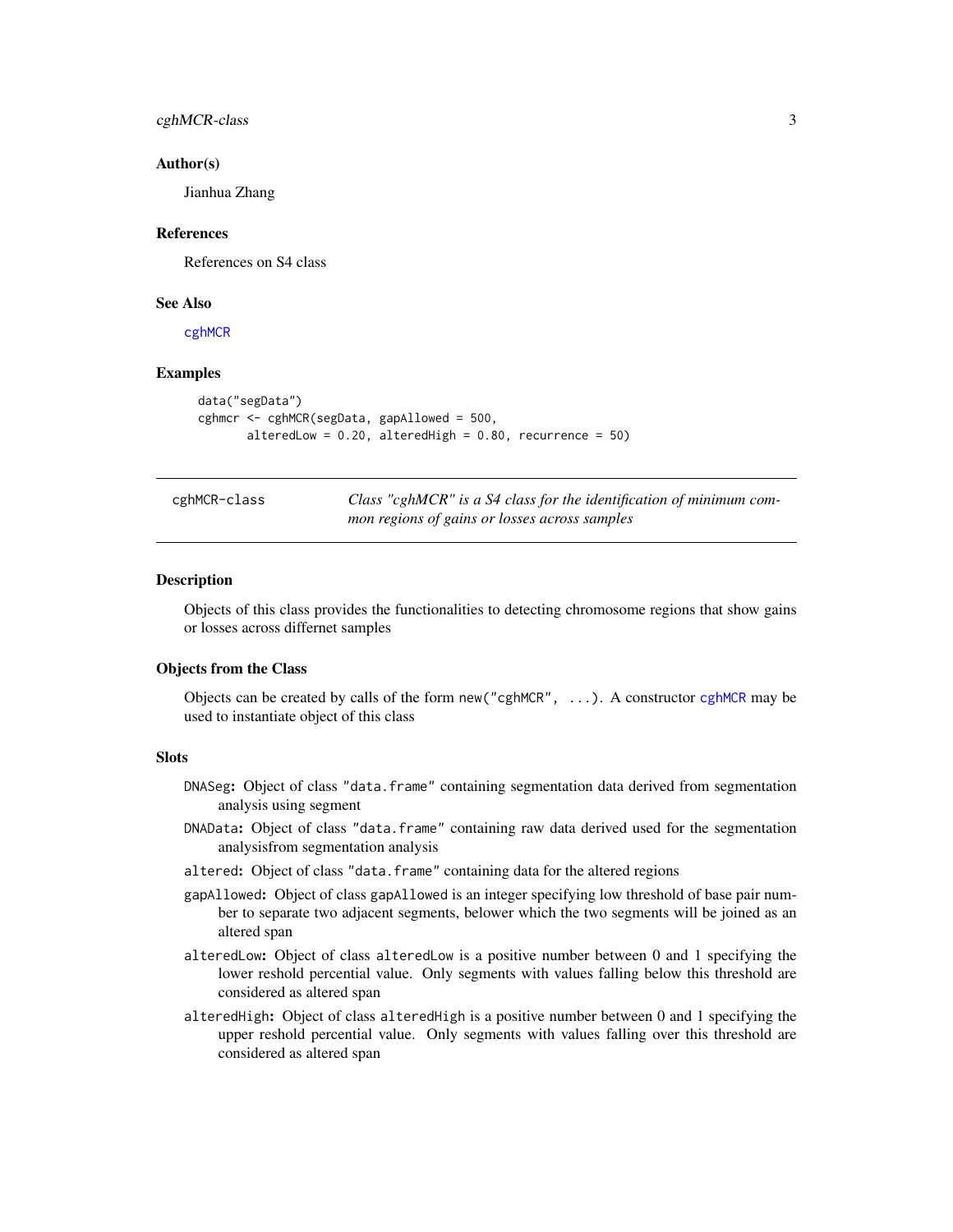## Author(s)

Jianhua Zhang

## References

References on S4 class

## See Also

cghMCR

## Examples

```
data("segData")
cghmcr <- cghMCR(segData, gapAllowed = 500,
       alteredLow = 0.20, alteredHigh = 0.80, recurrence = 50)
```

---

# cghMCR-class

*Class "cghMCR" is a S4 class for the identification of minimum common regions of gains or losses across samples*

---

## Description

Objects of this class provides the functionalities to detecting chromosome regions that show gains or losses across differnet samples

## Objects from the Class

Objects can be created by calls of the form `new("cghMCR", ...)`. A constructor cghMCR may be used to instantiate object of this class

## Slots

- **`DNASeg`:** Object of class `"data.frame"` containing segmentation data derived from segmentation analysis using segment
- **`DNAData`:** Object of class `"data.frame"` containing raw data derived used for the segmentation analysisfrom segmentation analysis
- **`altered`:** Object of class `"data.frame"` containing data for the altered regions
- **`gapAllowed`:** Object of class `gapAllowed` is an integer specifying low threshold of base pair number to separate two adjacent segments, belower which the two segments will be joined as an altered span
- **`alteredLow`:** Object of class `alteredLow` is a positive number between 0 and 1 specifying the lower reshold percential value. Only segments with values falling below this threshold are considered as altered span
- **`alteredHigh`:** Object of class `alteredHigh` is a positive number between 0 and 1 specifying the upper reshold percential value. Only segments with values falling over this threshold are considered as altered span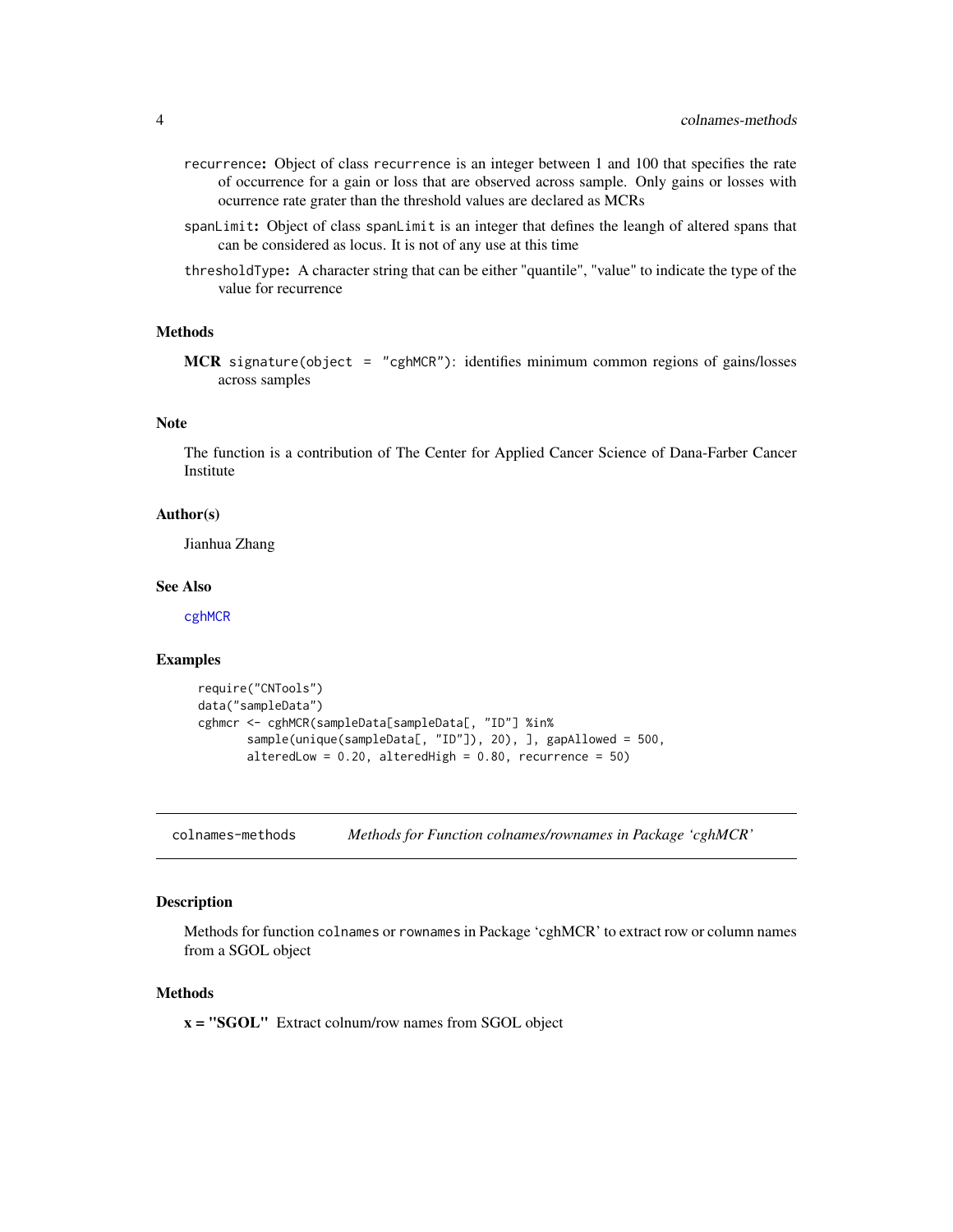- `recurrence`: Object of class `recurrence` is an integer between 1 and 100 that specifies the rate of occurrence for a gain or loss that are observed across sample. Only gains or losses with ocurrence rate grater than the threshold values are declared as MCRs
- `spanLimit`: Object of class `spanLimit` is an integer that defines the leangh of altered spans that can be considered as locus. It is not of any use at this time
- `thresholdType`: A character string that can be either "quantile", "value" to indicate the type of the value for recurrence

### Methods

**MCR** `signature(object = "cghMCR")`: identifies minimum common regions of gains/losses across samples

### Note

The function is a contribution of The Center for Applied Cancer Science of Dana-Farber Cancer Institute

### Author(s)

Jianhua Zhang

### See Also

cghMCR

### Examples

```
require("CNTools")
data("sampleData")
cghmcr <- cghMCR(sampleData[sampleData[, "ID"] %in%
        sample(unique(sampleData[, "ID"]), 20), ], gapAllowed = 500,
        alteredLow = 0.20, alteredHigh = 0.80, recurrence = 50)
```

---

## colnames-methods *Methods for Function colnames/rownames in Package 'cghMCR'*

### Description

Methods for function `colnames` or `rownames` in Package 'cghMCR' to extract row or column names from a SGOL object

### Methods

**x = "SGOL"** Extract colnum/row names from SGOL object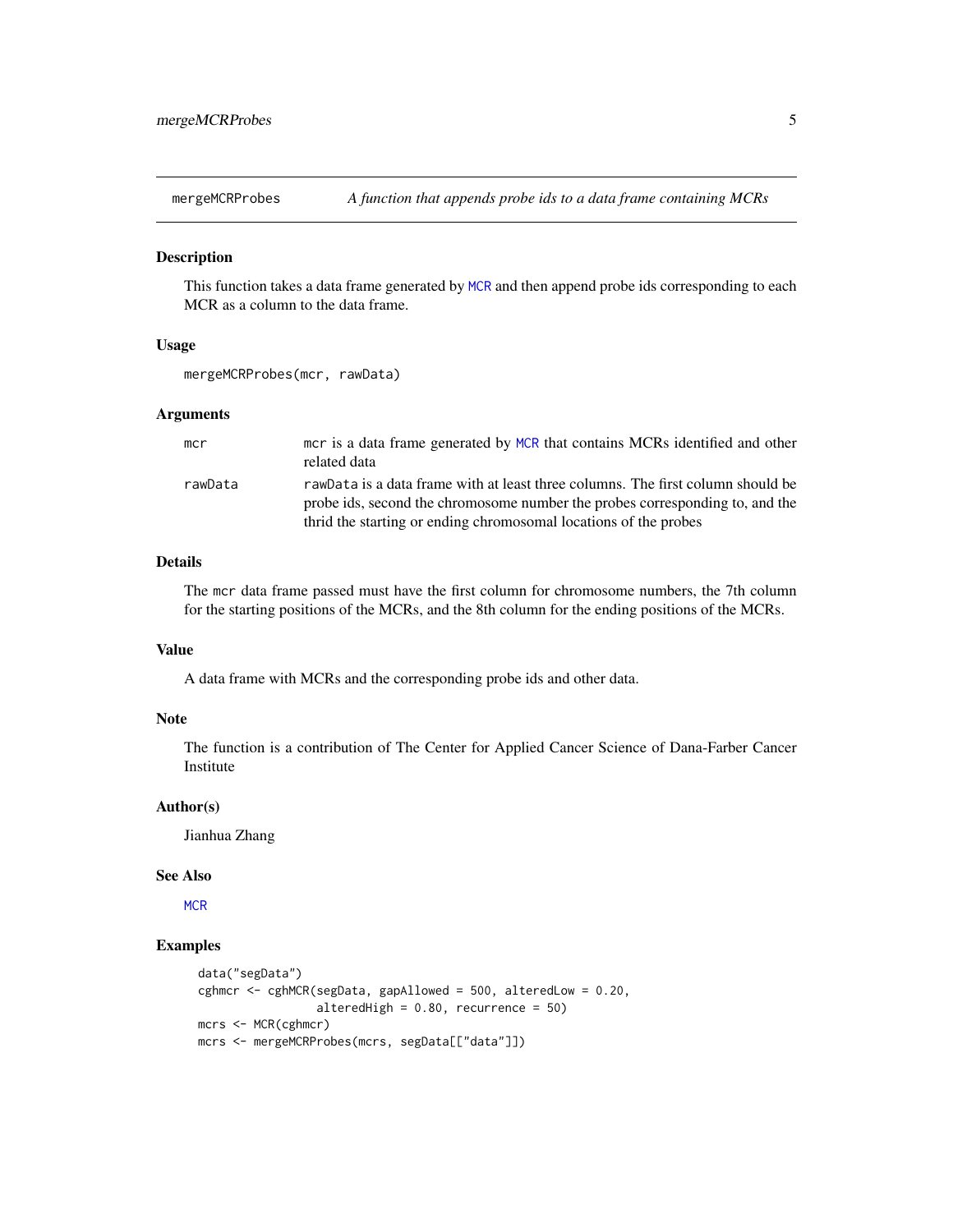## mergeMCRProbes — *A function that appends probe ids to a data frame containing MCRs*

### Description

This function takes a data frame generated by `MCR` and then append probe ids corresponding to each MCR as a column to the data frame.

### Usage

```
mergeMCRProbes(mcr, rawData)
```

### Arguments

| | |
|---|---|
| `mcr` | `mcr` is a data frame generated by `MCR` that contains MCRs identified and other related data |
| `rawData` | `rawData` is a data frame with at least three columns. The first column should be probe ids, second the chromosome number the probes corresponding to, and the thrid the starting or ending chromosomal locations of the probes |

### Details

The `mcr` data frame passed must have the first column for chromosome numbers, the 7th column for the starting positions of the MCRs, and the 8th column for the ending positions of the MCRs.

### Value

A data frame with MCRs and the corresponding probe ids and other data.

### Note

The function is a contribution of The Center for Applied Cancer Science of Dana-Farber Cancer Institute

### Author(s)

Jianhua Zhang

### See Also

`MCR`

### Examples

```
data("segData")
cghmcr <- cghMCR(segData, gapAllowed = 500, alteredLow = 0.20,
                 alteredHigh = 0.80, recurrence = 50)
mcrs <- MCR(cghmcr)
mcrs <- mergeMCRProbes(mcrs, segData[["data"]])
```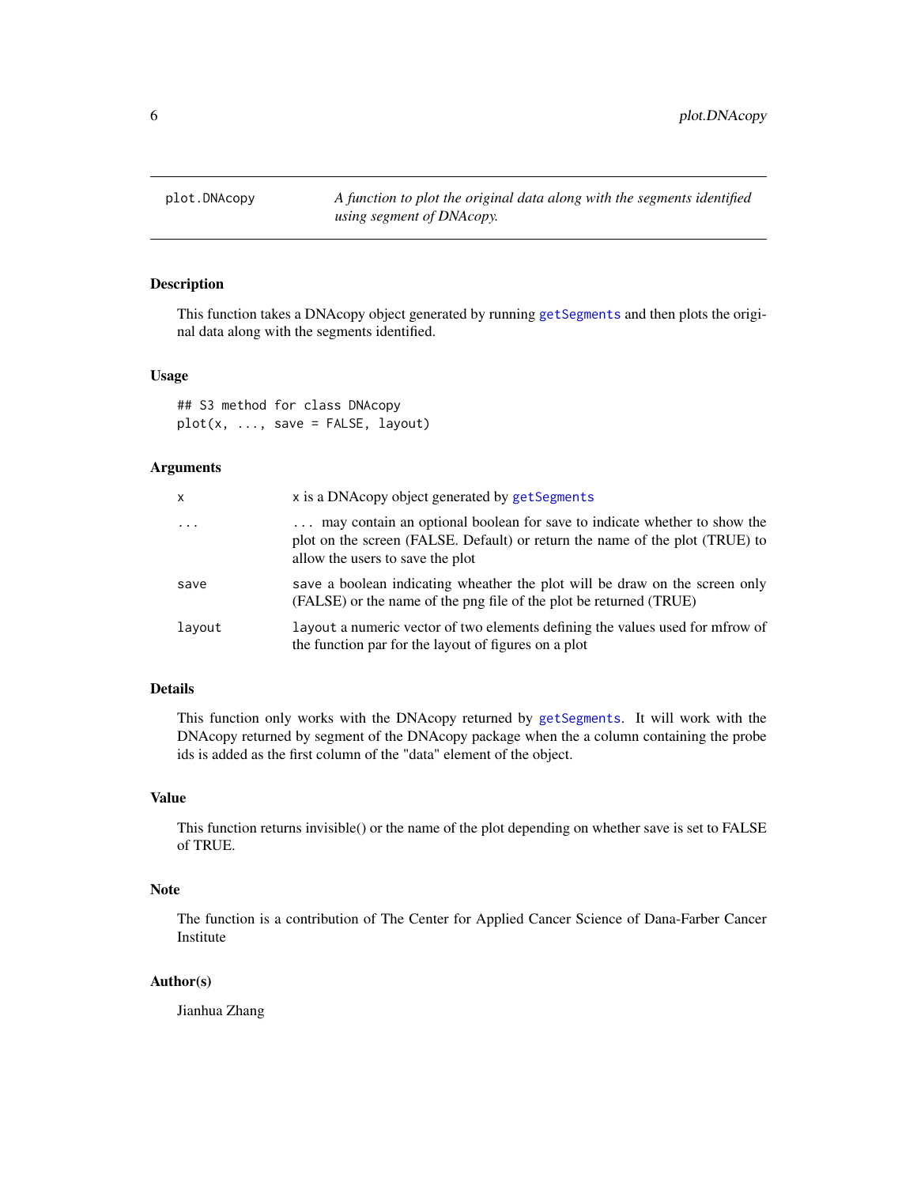plot.DNAcopy — *A function to plot the original data along with the segments identified using segment of DNAcopy.*

### Description

This function takes a DNAcopy object generated by running `getSegments` and then plots the original data along with the segments identified.

### Usage

```
## S3 method for class DNAcopy
plot(x, ..., save = FALSE, layout)
```

### Arguments

| | |
|---|---|
| `x` | `x` is a DNAcopy object generated by `getSegments` |
| `...` | `...` may contain an optional boolean for save to indicate whether to show the plot on the screen (FALSE. Default) or return the name of the plot (TRUE) to allow the users to save the plot |
| `save` | `save` a boolean indicating wheather the plot will be draw on the screen only (FALSE) or the name of the png file of the plot be returned (TRUE) |
| `layout` | `layout` a numeric vector of two elements defining the values used for mfrow of the function par for the layout of figures on a plot |

### Details

This function only works with the DNAcopy returned by `getSegments`. It will work with the DNAcopy returned by segment of the DNAcopy package when the a column containing the probe ids is added as the first column of the "data" element of the object.

### Value

This function returns invisible() or the name of the plot depending on whether save is set to FALSE of TRUE.

### Note

The function is a contribution of The Center for Applied Cancer Science of Dana-Farber Cancer Institute

### Author(s)

Jianhua Zhang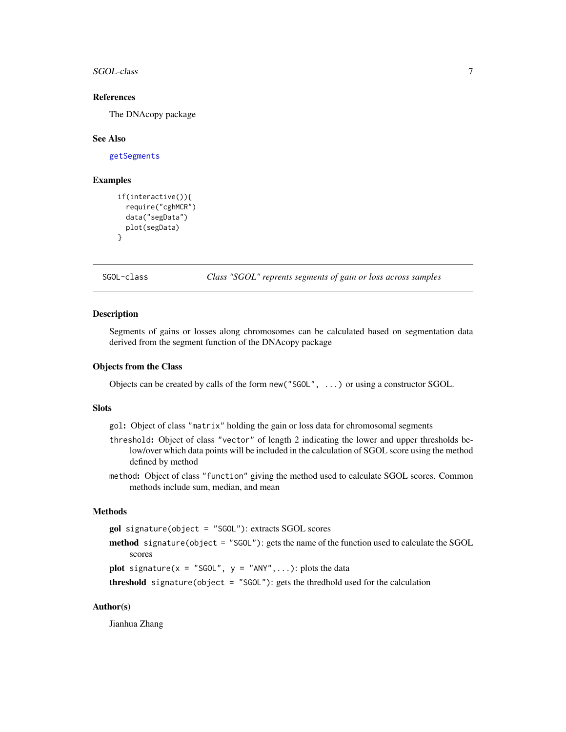### References

The DNAcopy package

### See Also

getSegments

### Examples

```
if(interactive()){
  require("cghMCR")
  data("segData")
  plot(segData)
}
```

---

## SGOL-class    *Class "SGOL" reprents segments of gain or loss across samples*

---

### Description

Segments of gains or losses along chromosomes can be calculated based on segmentation data derived from the segment function of the DNAcopy package

### Objects from the Class

Objects can be created by calls of the form `new("SGOL", ...)` or using a constructor SGOL.

### Slots

`gol`: Object of class `"matrix"` holding the gain or loss data for chromosomal segments

`threshold`: Object of class `"vector"` of length 2 indicating the lower and upper thresholds below/over which data points will be included in the calculation of SGOL score using the method defined by method

`method`: Object of class `"function"` giving the method used to calculate SGOL scores. Common methods include sum, median, and mean

### Methods

**gol** `signature(object = "SGOL")`: extracts SGOL scores

**method** `signature(object = "SGOL")`: gets the name of the function used to calculate the SGOL scores

**plot** `signature(x = "SGOL", y = "ANY",...)`: plots the data

**threshold** `signature(object = "SGOL")`: gets the thredhold used for the calculation

### Author(s)

Jianhua Zhang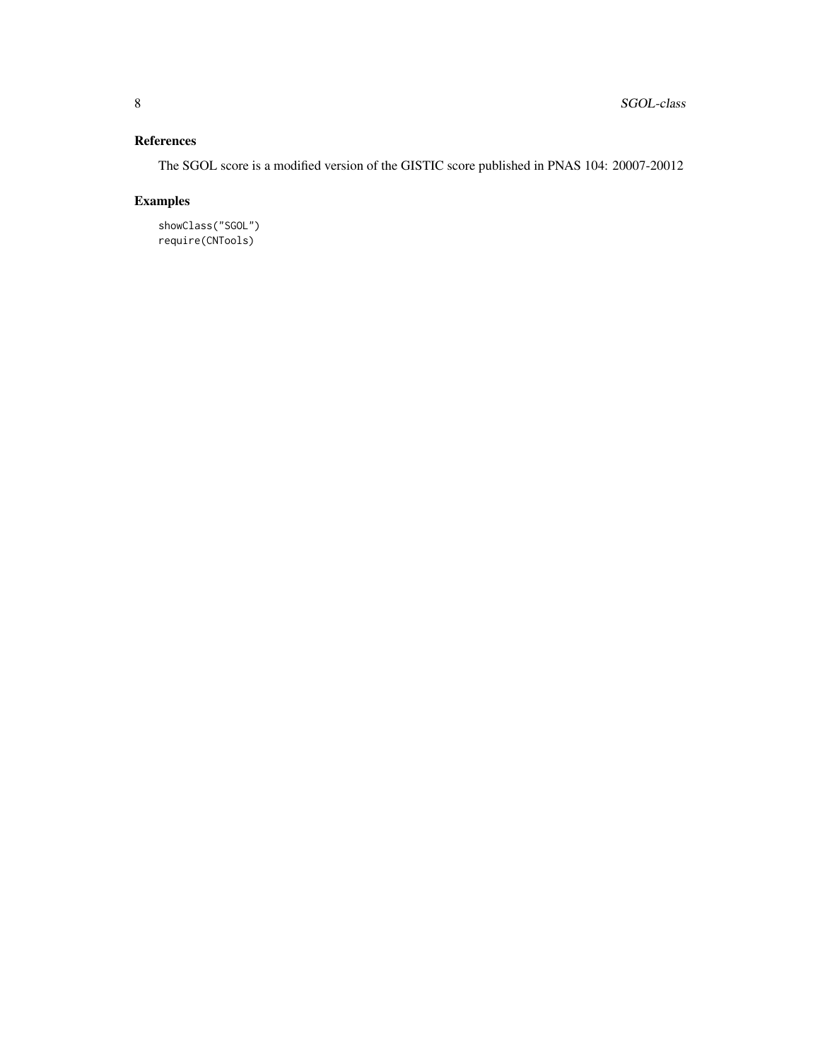## References

The SGOL score is a modified version of the GISTIC score published in PNAS 104: 20007-20012

## Examples

```
showClass("SGOL")
require(CNTools)
```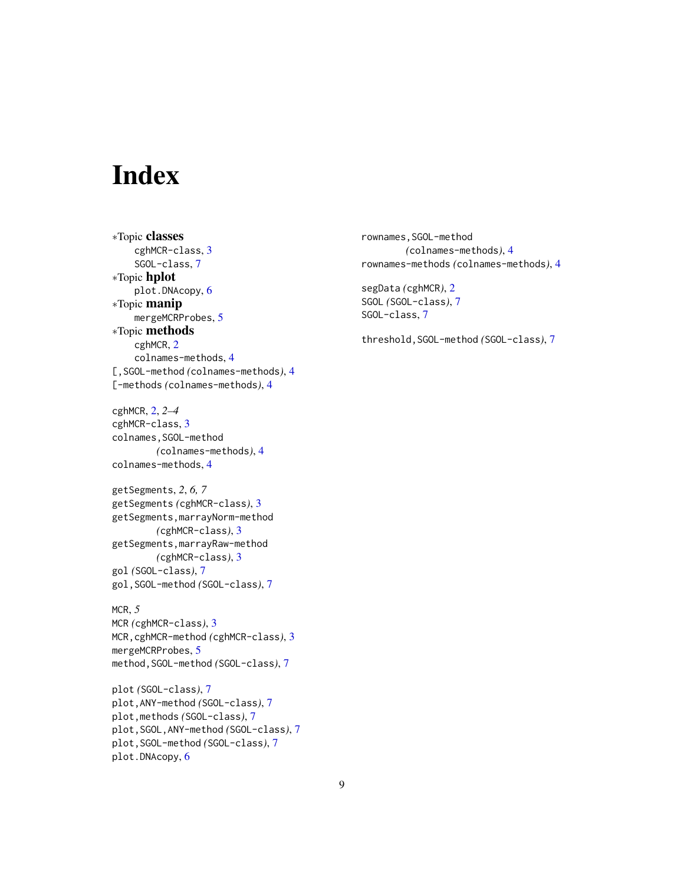# Index

∗Topic **classes**
    cghMCR-class, 3
    SGOL-class, 7
∗Topic **hplot**
    plot.DNAcopy, 6
∗Topic **manip**
    mergeMCRProbes, 5
∗Topic **methods**
    cghMCR, 2
    colnames-methods, 4
[,SGOL-method *(*colnames-methods*)*, 4
[-methods *(*colnames-methods*)*, 4

cghMCR, 2, *2–4*
cghMCR-class, 3
colnames,SGOL-method
        *(*colnames-methods*)*, 4
colnames-methods, 4

getSegments, *2*, *6*, *7*
getSegments *(*cghMCR-class*)*, 3
getSegments,marrayNorm-method
        *(*cghMCR-class*)*, 3
getSegments,marrayRaw-method
        *(*cghMCR-class*)*, 3
gol *(*SGOL-class*)*, 7
gol,SGOL-method *(*SGOL-class*)*, 7

MCR, *5*
MCR *(*cghMCR-class*)*, 3
MCR,cghMCR-method *(*cghMCR-class*)*, 3
mergeMCRProbes, 5
method,SGOL-method *(*SGOL-class*)*, 7

plot *(*SGOL-class*)*, 7
plot,ANY-method *(*SGOL-class*)*, 7
plot,methods *(*SGOL-class*)*, 7
plot,SGOL,ANY-method *(*SGOL-class*)*, 7
plot,SGOL-method *(*SGOL-class*)*, 7
plot.DNAcopy, 6

rownames,SGOL-method
        *(*colnames-methods*)*, 4
rownames-methods *(*colnames-methods*)*, 4

segData *(*cghMCR*)*, 2
SGOL *(*SGOL-class*)*, 7
SGOL-class, 7

threshold,SGOL-method *(*SGOL-class*)*, 7